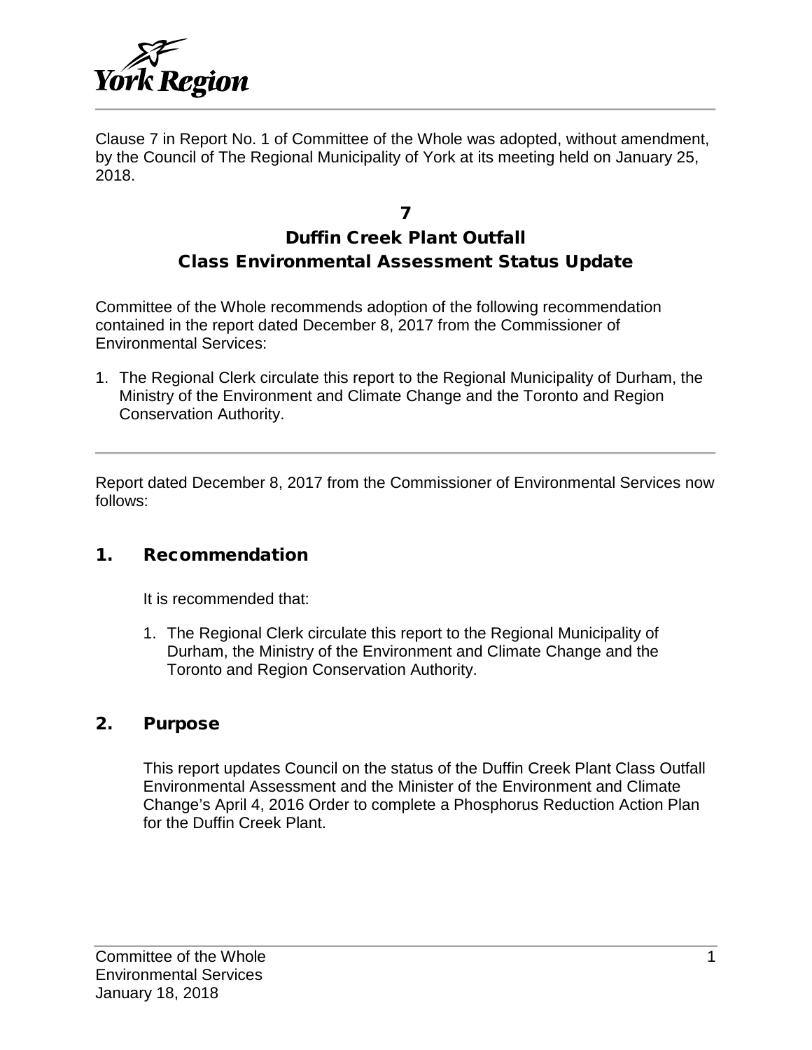Clause 7 in Report No. 1 of Committee of the Whole was adopted, without amendment, by the Council of The Regional Municipality of York at its meeting held on January 25, 2018.

# 7
# Duffin Creek Plant Outfall
# Class Environmental Assessment Status Update

Committee of the Whole recommends adoption of the following recommendation contained in the report dated December 8, 2017 from the Commissioner of Environmental Services:

1. The Regional Clerk circulate this report to the Regional Municipality of Durham, the Ministry of the Environment and Climate Change and the Toronto and Region Conservation Authority.

---

Report dated December 8, 2017 from the Commissioner of Environmental Services now follows:

## 1. Recommendation

It is recommended that:

1. The Regional Clerk circulate this report to the Regional Municipality of Durham, the Ministry of the Environment and Climate Change and the Toronto and Region Conservation Authority.

## 2. Purpose

This report updates Council on the status of the Duffin Creek Plant Class Outfall Environmental Assessment and the Minister of the Environment and Climate Change's April 4, 2016 Order to complete a Phosphorus Reduction Action Plan for the Duffin Creek Plant.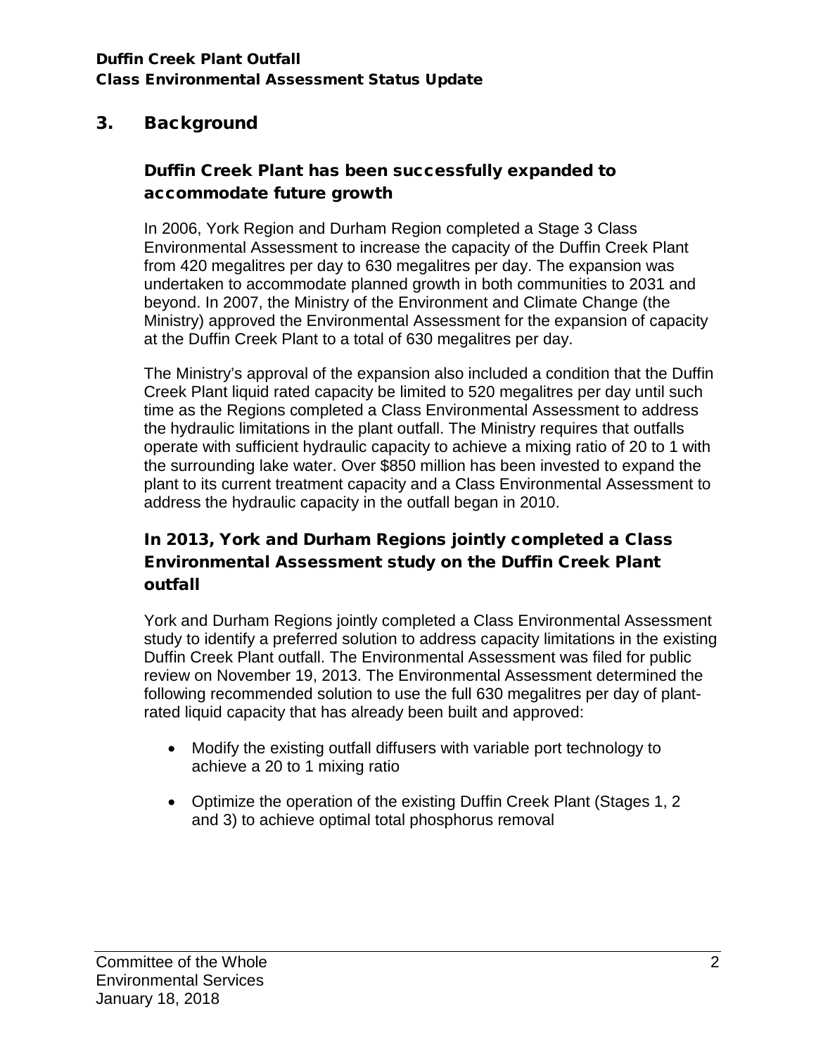## 3. Background

### Duffin Creek Plant has been successfully expanded to accommodate future growth

In 2006, York Region and Durham Region completed a Stage 3 Class Environmental Assessment to increase the capacity of the Duffin Creek Plant from 420 megalitres per day to 630 megalitres per day. The expansion was undertaken to accommodate planned growth in both communities to 2031 and beyond. In 2007, the Ministry of the Environment and Climate Change (the Ministry) approved the Environmental Assessment for the expansion of capacity at the Duffin Creek Plant to a total of 630 megalitres per day.

The Ministry's approval of the expansion also included a condition that the Duffin Creek Plant liquid rated capacity be limited to 520 megalitres per day until such time as the Regions completed a Class Environmental Assessment to address the hydraulic limitations in the plant outfall. The Ministry requires that outfalls operate with sufficient hydraulic capacity to achieve a mixing ratio of 20 to 1 with the surrounding lake water. Over $850 million has been invested to expand the plant to its current treatment capacity and a Class Environmental Assessment to address the hydraulic capacity in the outfall began in 2010.

### In 2013, York and Durham Regions jointly completed a Class Environmental Assessment study on the Duffin Creek Plant outfall

York and Durham Regions jointly completed a Class Environmental Assessment study to identify a preferred solution to address capacity limitations in the existing Duffin Creek Plant outfall. The Environmental Assessment was filed for public review on November 19, 2013. The Environmental Assessment determined the following recommended solution to use the full 630 megalitres per day of plant-rated liquid capacity that has already been built and approved:

- Modify the existing outfall diffusers with variable port technology to achieve a 20 to 1 mixing ratio
- Optimize the operation of the existing Duffin Creek Plant (Stages 1, 2 and 3) to achieve optimal total phosphorus removal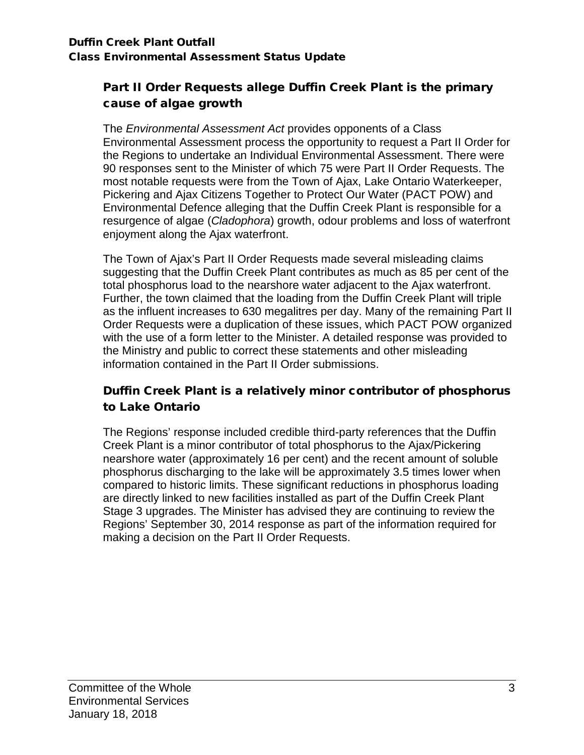## Part II Order Requests allege Duffin Creek Plant is the primary cause of algae growth

The *Environmental Assessment Act* provides opponents of a Class Environmental Assessment process the opportunity to request a Part II Order for the Regions to undertake an Individual Environmental Assessment. There were 90 responses sent to the Minister of which 75 were Part II Order Requests. The most notable requests were from the Town of Ajax, Lake Ontario Waterkeeper, Pickering and Ajax Citizens Together to Protect Our Water (PACT POW) and Environmental Defence alleging that the Duffin Creek Plant is responsible for a resurgence of algae (*Cladophora*) growth, odour problems and loss of waterfront enjoyment along the Ajax waterfront.

The Town of Ajax's Part II Order Requests made several misleading claims suggesting that the Duffin Creek Plant contributes as much as 85 per cent of the total phosphorus load to the nearshore water adjacent to the Ajax waterfront. Further, the town claimed that the loading from the Duffin Creek Plant will triple as the influent increases to 630 megalitres per day. Many of the remaining Part II Order Requests were a duplication of these issues, which PACT POW organized with the use of a form letter to the Minister. A detailed response was provided to the Ministry and public to correct these statements and other misleading information contained in the Part II Order submissions.

## Duffin Creek Plant is a relatively minor contributor of phosphorus to Lake Ontario

The Regions' response included credible third-party references that the Duffin Creek Plant is a minor contributor of total phosphorus to the Ajax/Pickering nearshore water (approximately 16 per cent) and the recent amount of soluble phosphorus discharging to the lake will be approximately 3.5 times lower when compared to historic limits. These significant reductions in phosphorus loading are directly linked to new facilities installed as part of the Duffin Creek Plant Stage 3 upgrades. The Minister has advised they are continuing to review the Regions' September 30, 2014 response as part of the information required for making a decision on the Part II Order Requests.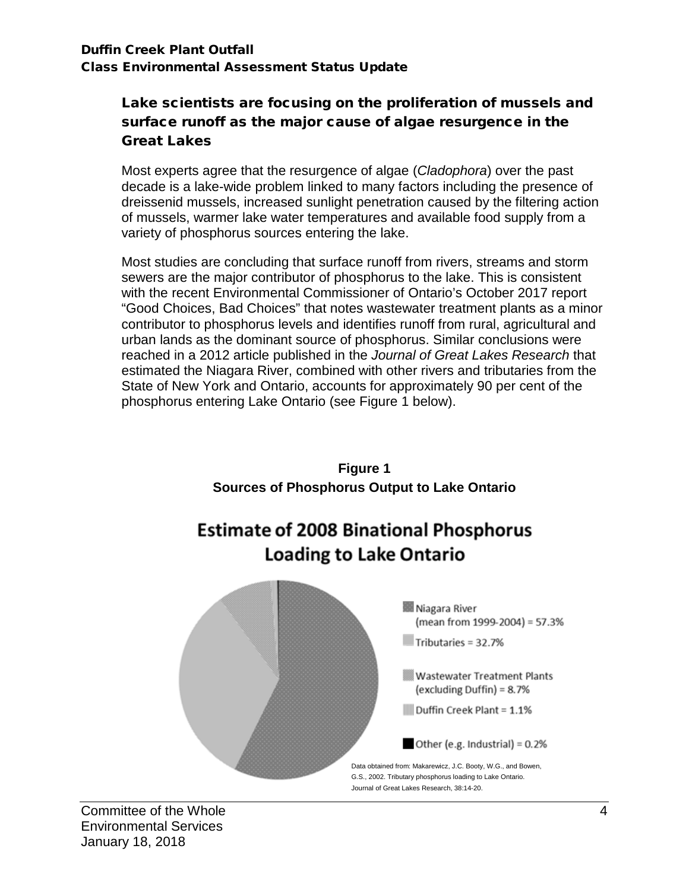## Lake scientists are focusing on the proliferation of mussels and surface runoff as the major cause of algae resurgence in the Great Lakes

Most experts agree that the resurgence of algae (*Cladophora*) over the past decade is a lake-wide problem linked to many factors including the presence of dreissenid mussels, increased sunlight penetration caused by the filtering action of mussels, warmer lake water temperatures and available food supply from a variety of phosphorus sources entering the lake.

Most studies are concluding that surface runoff from rivers, streams and storm sewers are the major contributor of phosphorus to the lake. This is consistent with the recent Environmental Commissioner of Ontario's October 2017 report "Good Choices, Bad Choices" that notes wastewater treatment plants as a minor contributor to phosphorus levels and identifies runoff from rural, agricultural and urban lands as the dominant source of phosphorus. Similar conclusions were reached in a 2012 article published in the *Journal of Great Lakes Research* that estimated the Niagara River, combined with other rivers and tributaries from the State of New York and Ontario, accounts for approximately 90 per cent of the phosphorus entering Lake Ontario (see Figure 1 below).

**Figure 1**
**Sources of Phosphorus Output to Lake Ontario**

**Estimate of 2008 Binational Phosphorus Loading to Lake Ontario**

- Niagara River (mean from 1999-2004) = 57.3%
- Tributaries = 32.7%
- Wastewater Treatment Plants (excluding Duffin) = 8.7%
- Duffin Creek Plant = 1.1%
- Other (e.g. Industrial) = 0.2%

Data obtained from: Makarewicz, J.C. Booty, W.G., and Bowen, G.S., 2002. Tributary phosphorus loading to Lake Ontario. Journal of Great Lakes Research, 38:14-20.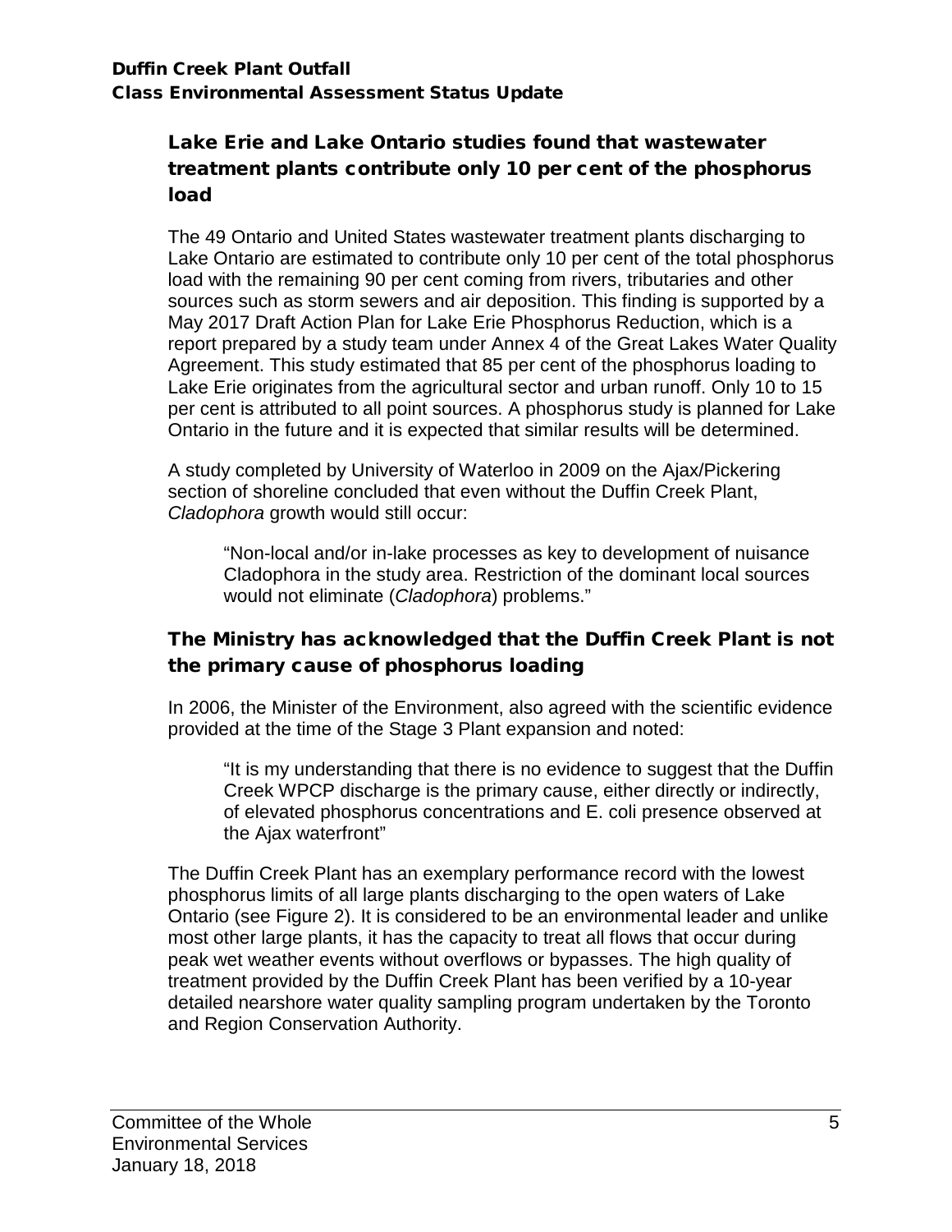## Lake Erie and Lake Ontario studies found that wastewater treatment plants contribute only 10 per cent of the phosphorus load

The 49 Ontario and United States wastewater treatment plants discharging to Lake Ontario are estimated to contribute only 10 per cent of the total phosphorus load with the remaining 90 per cent coming from rivers, tributaries and other sources such as storm sewers and air deposition. This finding is supported by a May 2017 Draft Action Plan for Lake Erie Phosphorus Reduction, which is a report prepared by a study team under Annex 4 of the Great Lakes Water Quality Agreement. This study estimated that 85 per cent of the phosphorus loading to Lake Erie originates from the agricultural sector and urban runoff. Only 10 to 15 per cent is attributed to all point sources. A phosphorus study is planned for Lake Ontario in the future and it is expected that similar results will be determined.

A study completed by University of Waterloo in 2009 on the Ajax/Pickering section of shoreline concluded that even without the Duffin Creek Plant, *Cladophora* growth would still occur:

> "Non-local and/or in-lake processes as key to development of nuisance Cladophora in the study area. Restriction of the dominant local sources would not eliminate (*Cladophora*) problems."

## The Ministry has acknowledged that the Duffin Creek Plant is not the primary cause of phosphorus loading

In 2006, the Minister of the Environment, also agreed with the scientific evidence provided at the time of the Stage 3 Plant expansion and noted:

> "It is my understanding that there is no evidence to suggest that the Duffin Creek WPCP discharge is the primary cause, either directly or indirectly, of elevated phosphorus concentrations and E. coli presence observed at the Ajax waterfront"

The Duffin Creek Plant has an exemplary performance record with the lowest phosphorus limits of all large plants discharging to the open waters of Lake Ontario (see Figure 2). It is considered to be an environmental leader and unlike most other large plants, it has the capacity to treat all flows that occur during peak wet weather events without overflows or bypasses. The high quality of treatment provided by the Duffin Creek Plant has been verified by a 10-year detailed nearshore water quality sampling program undertaken by the Toronto and Region Conservation Authority.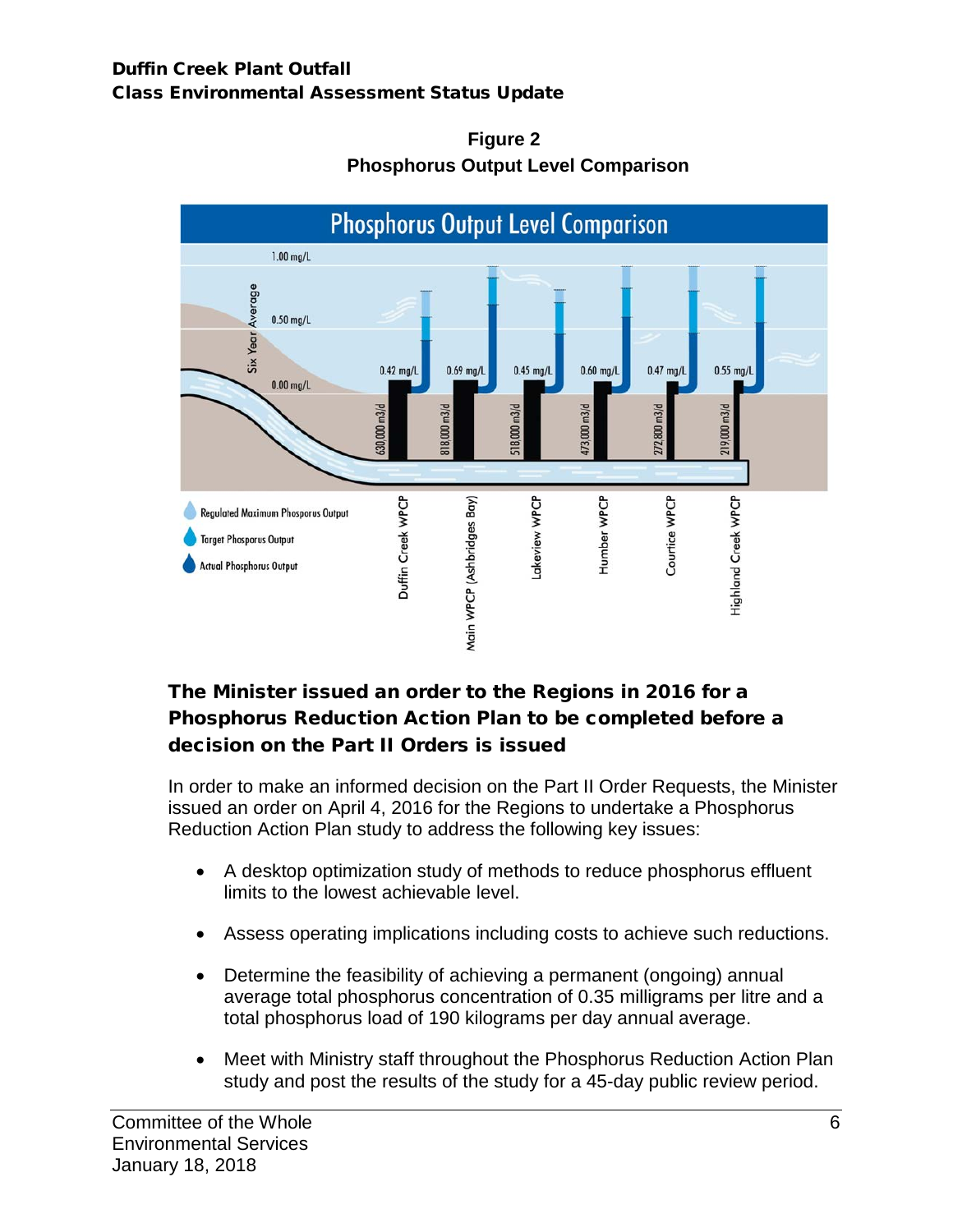**Figure 2**
**Phosphorus Output Level Comparison**

| Plant | Six Year Average Phosphorus Output | Flow |
|---|---|---|
| Duffin Creek WPCP | 0.42 mg/L | 630,000 m3/d |
| Main WPCP (Ashbridges Bay) | 0.69 mg/L | 818,000 m3/d |
| Lakeview WPCP | 0.45 mg/L | 518,000 m3/d |
| Humber WPCP | 0.60 mg/L | 473,000 m3/d |
| Courtice WPCP | 0.47 mg/L | 272,800 m3/d |
| Highland Creek WPCP | 0.55 mg/L | 219,000 m3/d |

## The Minister issued an order to the Regions in 2016 for a Phosphorus Reduction Action Plan to be completed before a decision on the Part II Orders is issued

In order to make an informed decision on the Part II Order Requests, the Minister issued an order on April 4, 2016 for the Regions to undertake a Phosphorus Reduction Action Plan study to address the following key issues:

- A desktop optimization study of methods to reduce phosphorus effluent limits to the lowest achievable level.
- Assess operating implications including costs to achieve such reductions.
- Determine the feasibility of achieving a permanent (ongoing) annual average total phosphorus concentration of 0.35 milligrams per litre and a total phosphorus load of 190 kilograms per day annual average.
- Meet with Ministry staff throughout the Phosphorus Reduction Action Plan study and post the results of the study for a 45-day public review period.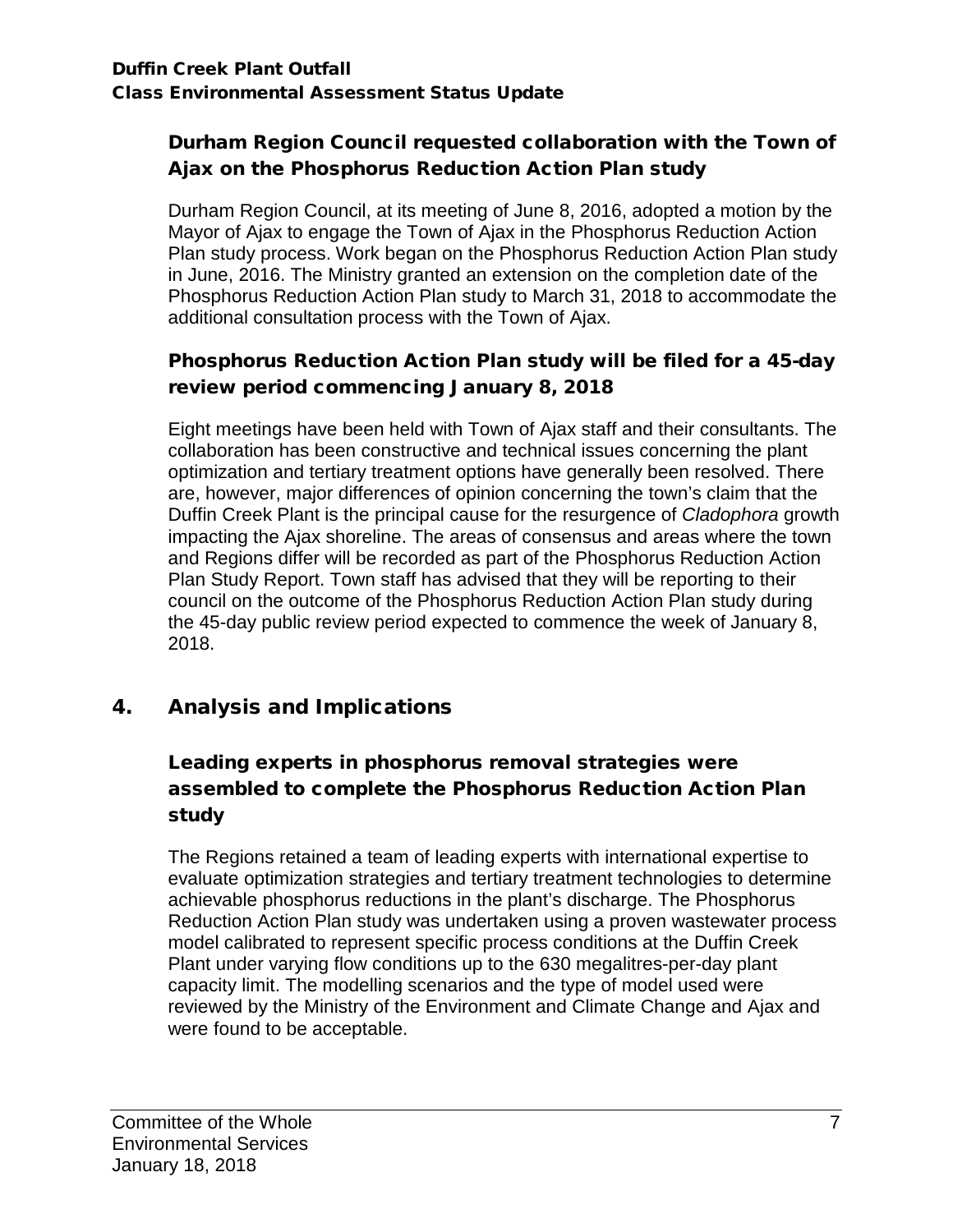### Durham Region Council requested collaboration with the Town of Ajax on the Phosphorus Reduction Action Plan study

Durham Region Council, at its meeting of June 8, 2016, adopted a motion by the Mayor of Ajax to engage the Town of Ajax in the Phosphorus Reduction Action Plan study process. Work began on the Phosphorus Reduction Action Plan study in June, 2016. The Ministry granted an extension on the completion date of the Phosphorus Reduction Action Plan study to March 31, 2018 to accommodate the additional consultation process with the Town of Ajax.

### Phosphorus Reduction Action Plan study will be filed for a 45-day review period commencing January 8, 2018

Eight meetings have been held with Town of Ajax staff and their consultants. The collaboration has been constructive and technical issues concerning the plant optimization and tertiary treatment options have generally been resolved. There are, however, major differences of opinion concerning the town's claim that the Duffin Creek Plant is the principal cause for the resurgence of *Cladophora* growth impacting the Ajax shoreline. The areas of consensus and areas where the town and Regions differ will be recorded as part of the Phosphorus Reduction Action Plan Study Report. Town staff has advised that they will be reporting to their council on the outcome of the Phosphorus Reduction Action Plan study during the 45-day public review period expected to commence the week of January 8, 2018.

## 4. Analysis and Implications

### Leading experts in phosphorus removal strategies were assembled to complete the Phosphorus Reduction Action Plan study

The Regions retained a team of leading experts with international expertise to evaluate optimization strategies and tertiary treatment technologies to determine achievable phosphorus reductions in the plant's discharge. The Phosphorus Reduction Action Plan study was undertaken using a proven wastewater process model calibrated to represent specific process conditions at the Duffin Creek Plant under varying flow conditions up to the 630 megalitres-per-day plant capacity limit. The modelling scenarios and the type of model used were reviewed by the Ministry of the Environment and Climate Change and Ajax and were found to be acceptable.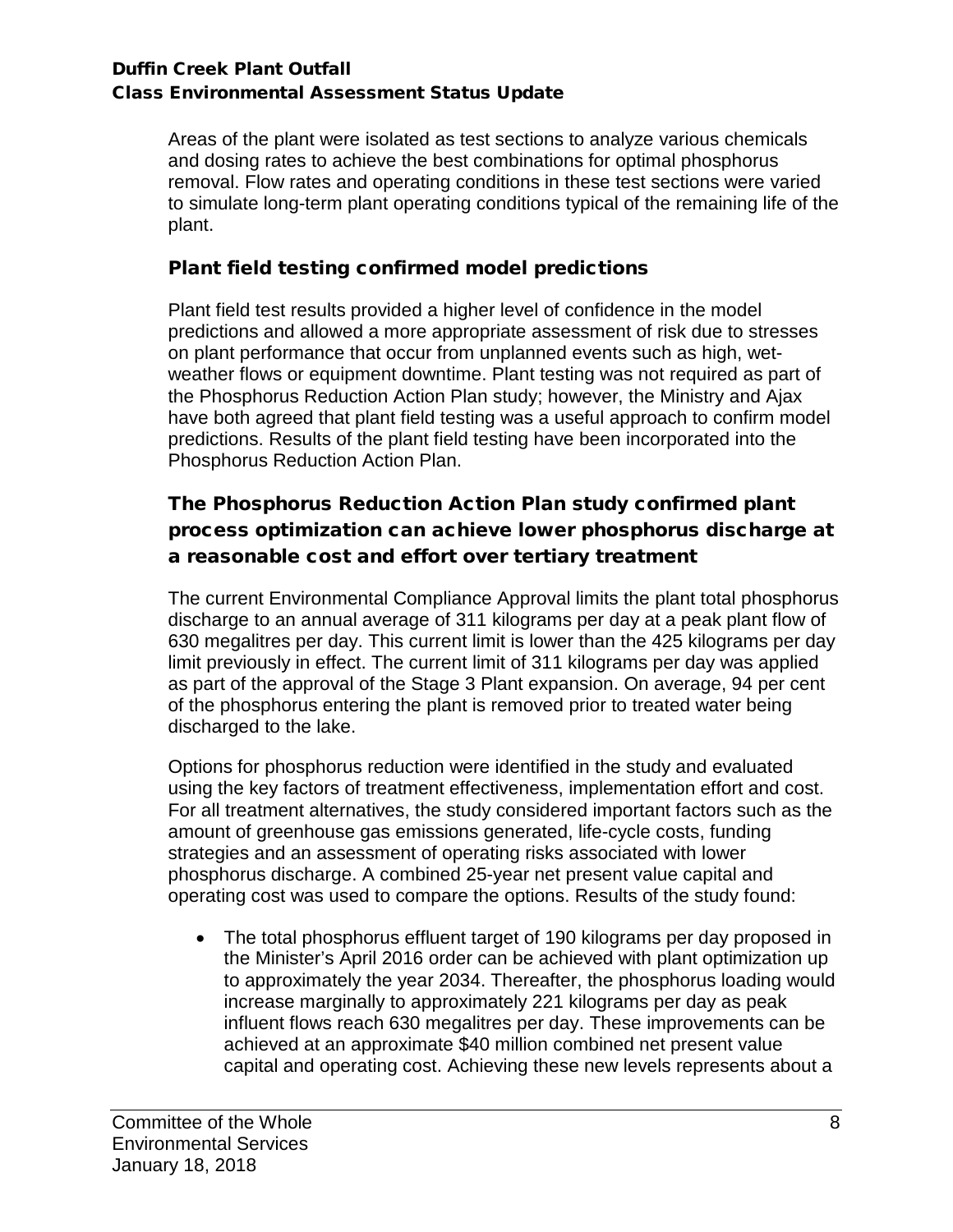Areas of the plant were isolated as test sections to analyze various chemicals and dosing rates to achieve the best combinations for optimal phosphorus removal. Flow rates and operating conditions in these test sections were varied to simulate long-term plant operating conditions typical of the remaining life of the plant.

## Plant field testing confirmed model predictions

Plant field test results provided a higher level of confidence in the model predictions and allowed a more appropriate assessment of risk due to stresses on plant performance that occur from unplanned events such as high, wet-weather flows or equipment downtime. Plant testing was not required as part of the Phosphorus Reduction Action Plan study; however, the Ministry and Ajax have both agreed that plant field testing was a useful approach to confirm model predictions. Results of the plant field testing have been incorporated into the Phosphorus Reduction Action Plan.

## The Phosphorus Reduction Action Plan study confirmed plant process optimization can achieve lower phosphorus discharge at a reasonable cost and effort over tertiary treatment

The current Environmental Compliance Approval limits the plant total phosphorus discharge to an annual average of 311 kilograms per day at a peak plant flow of 630 megalitres per day. This current limit is lower than the 425 kilograms per day limit previously in effect. The current limit of 311 kilograms per day was applied as part of the approval of the Stage 3 Plant expansion. On average, 94 per cent of the phosphorus entering the plant is removed prior to treated water being discharged to the lake.

Options for phosphorus reduction were identified in the study and evaluated using the key factors of treatment effectiveness, implementation effort and cost. For all treatment alternatives, the study considered important factors such as the amount of greenhouse gas emissions generated, life-cycle costs, funding strategies and an assessment of operating risks associated with lower phosphorus discharge. A combined 25-year net present value capital and operating cost was used to compare the options. Results of the study found:

- The total phosphorus effluent target of 190 kilograms per day proposed in the Minister's April 2016 order can be achieved with plant optimization up to approximately the year 2034. Thereafter, the phosphorus loading would increase marginally to approximately 221 kilograms per day as peak influent flows reach 630 megalitres per day. These improvements can be achieved at an approximate $40 million combined net present value capital and operating cost. Achieving these new levels represents about a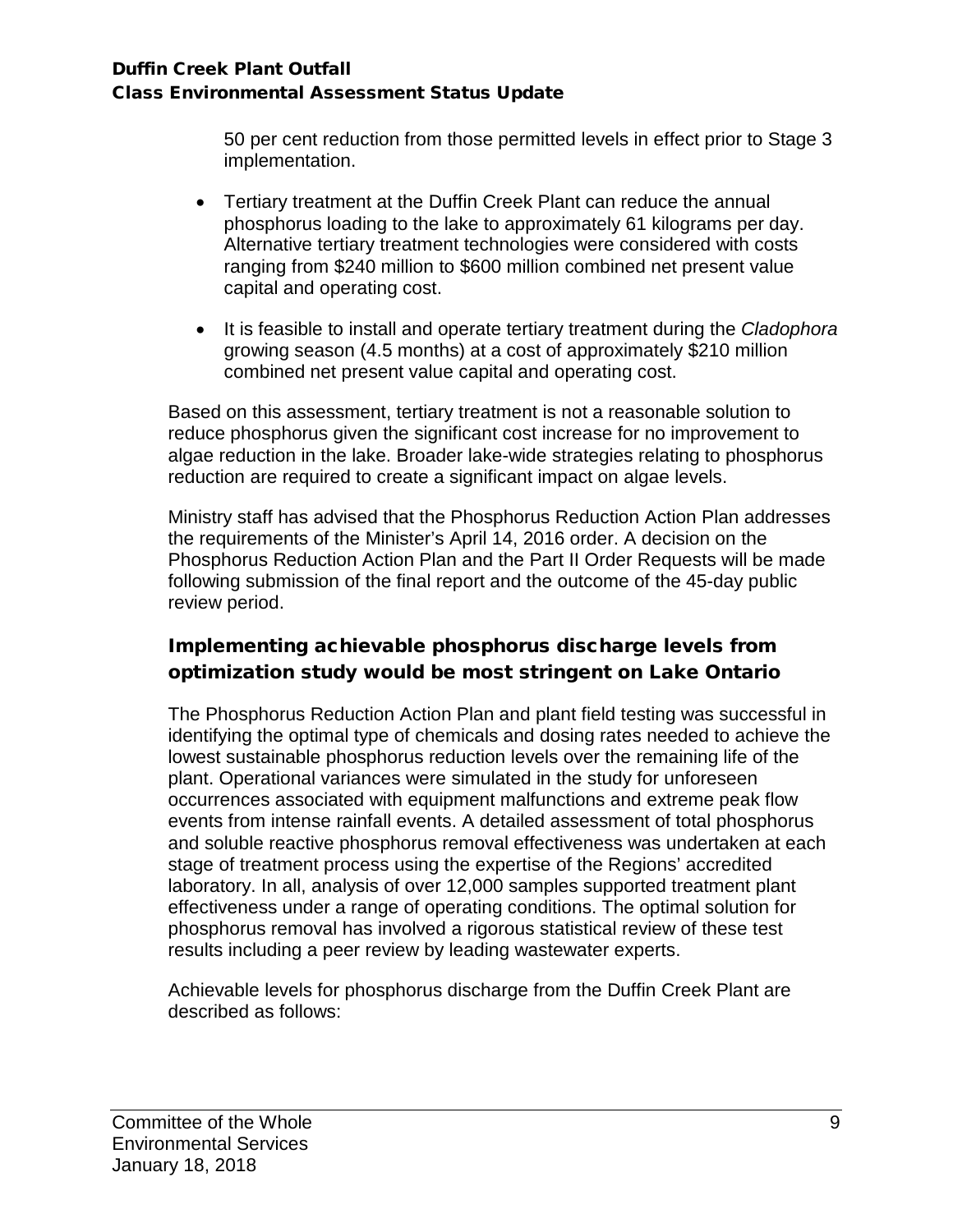50 per cent reduction from those permitted levels in effect prior to Stage 3 implementation.

- Tertiary treatment at the Duffin Creek Plant can reduce the annual phosphorus loading to the lake to approximately 61 kilograms per day. Alternative tertiary treatment technologies were considered with costs ranging from $240 million to $600 million combined net present value capital and operating cost.

- It is feasible to install and operate tertiary treatment during the *Cladophora* growing season (4.5 months) at a cost of approximately $210 million combined net present value capital and operating cost.

Based on this assessment, tertiary treatment is not a reasonable solution to reduce phosphorus given the significant cost increase for no improvement to algae reduction in the lake. Broader lake-wide strategies relating to phosphorus reduction are required to create a significant impact on algae levels.

Ministry staff has advised that the Phosphorus Reduction Action Plan addresses the requirements of the Minister's April 14, 2016 order. A decision on the Phosphorus Reduction Action Plan and the Part II Order Requests will be made following submission of the final report and the outcome of the 45-day public review period.

### Implementing achievable phosphorus discharge levels from optimization study would be most stringent on Lake Ontario

The Phosphorus Reduction Action Plan and plant field testing was successful in identifying the optimal type of chemicals and dosing rates needed to achieve the lowest sustainable phosphorus reduction levels over the remaining life of the plant. Operational variances were simulated in the study for unforeseen occurrences associated with equipment malfunctions and extreme peak flow events from intense rainfall events. A detailed assessment of total phosphorus and soluble reactive phosphorus removal effectiveness was undertaken at each stage of treatment process using the expertise of the Regions' accredited laboratory. In all, analysis of over 12,000 samples supported treatment plant effectiveness under a range of operating conditions. The optimal solution for phosphorus removal has involved a rigorous statistical review of these test results including a peer review by leading wastewater experts.

Achievable levels for phosphorus discharge from the Duffin Creek Plant are described as follows: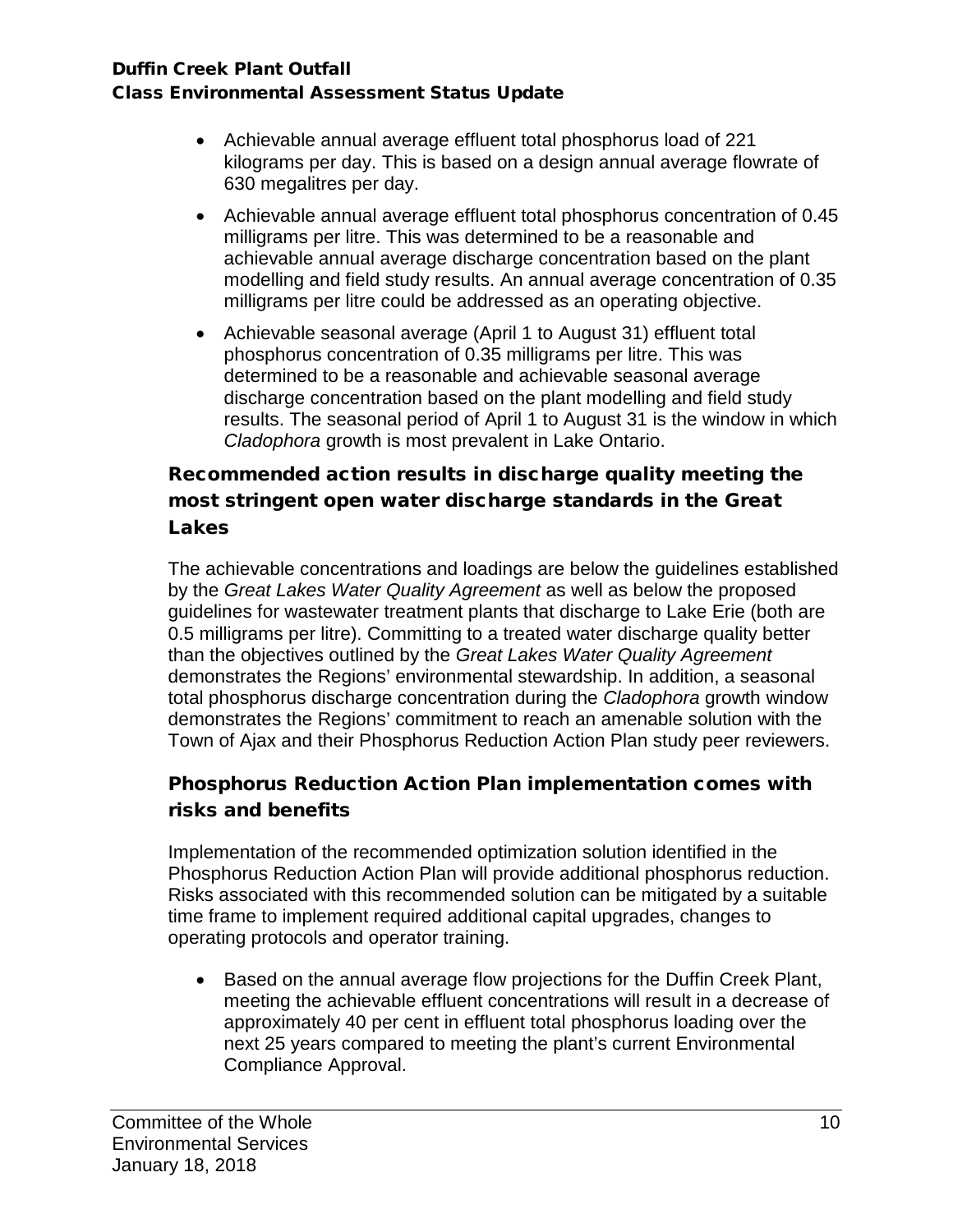- Achievable annual average effluent total phosphorus load of 221 kilograms per day. This is based on a design annual average flowrate of 630 megalitres per day.
- Achievable annual average effluent total phosphorus concentration of 0.45 milligrams per litre. This was determined to be a reasonable and achievable annual average discharge concentration based on the plant modelling and field study results. An annual average concentration of 0.35 milligrams per litre could be addressed as an operating objective.
- Achievable seasonal average (April 1 to August 31) effluent total phosphorus concentration of 0.35 milligrams per litre. This was determined to be a reasonable and achievable seasonal average discharge concentration based on the plant modelling and field study results. The seasonal period of April 1 to August 31 is the window in which *Cladophora* growth is most prevalent in Lake Ontario.

## Recommended action results in discharge quality meeting the most stringent open water discharge standards in the Great Lakes

The achievable concentrations and loadings are below the guidelines established by the *Great Lakes Water Quality Agreement* as well as below the proposed guidelines for wastewater treatment plants that discharge to Lake Erie (both are 0.5 milligrams per litre). Committing to a treated water discharge quality better than the objectives outlined by the *Great Lakes Water Quality Agreement* demonstrates the Regions' environmental stewardship. In addition, a seasonal total phosphorus discharge concentration during the *Cladophora* growth window demonstrates the Regions' commitment to reach an amenable solution with the Town of Ajax and their Phosphorus Reduction Action Plan study peer reviewers.

## Phosphorus Reduction Action Plan implementation comes with risks and benefits

Implementation of the recommended optimization solution identified in the Phosphorus Reduction Action Plan will provide additional phosphorus reduction. Risks associated with this recommended solution can be mitigated by a suitable time frame to implement required additional capital upgrades, changes to operating protocols and operator training.

- Based on the annual average flow projections for the Duffin Creek Plant, meeting the achievable effluent concentrations will result in a decrease of approximately 40 per cent in effluent total phosphorus loading over the next 25 years compared to meeting the plant's current Environmental Compliance Approval.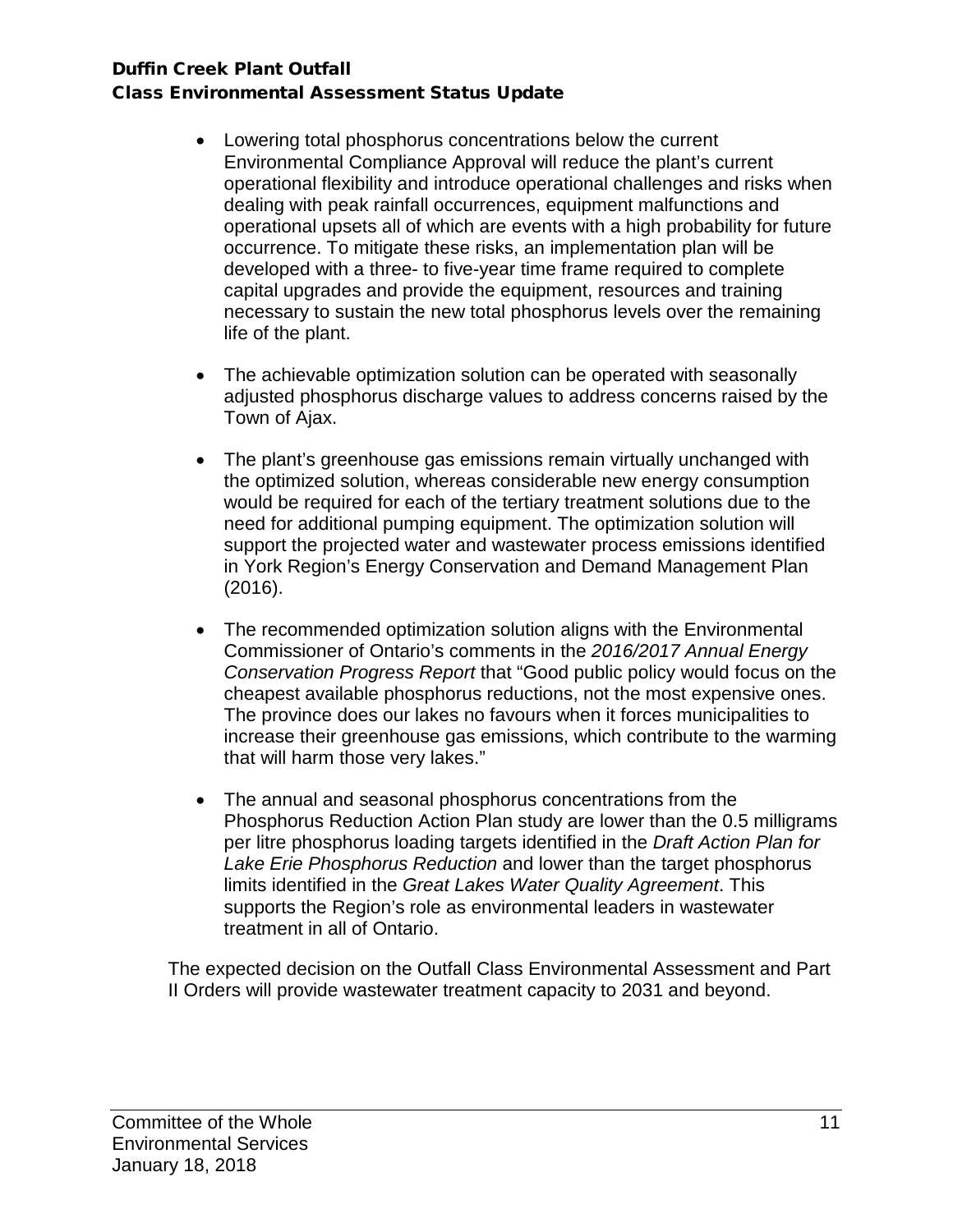- Lowering total phosphorus concentrations below the current Environmental Compliance Approval will reduce the plant's current operational flexibility and introduce operational challenges and risks when dealing with peak rainfall occurrences, equipment malfunctions and operational upsets all of which are events with a high probability for future occurrence. To mitigate these risks, an implementation plan will be developed with a three- to five-year time frame required to complete capital upgrades and provide the equipment, resources and training necessary to sustain the new total phosphorus levels over the remaining life of the plant.

- The achievable optimization solution can be operated with seasonally adjusted phosphorus discharge values to address concerns raised by the Town of Ajax.

- The plant's greenhouse gas emissions remain virtually unchanged with the optimized solution, whereas considerable new energy consumption would be required for each of the tertiary treatment solutions due to the need for additional pumping equipment. The optimization solution will support the projected water and wastewater process emissions identified in York Region's Energy Conservation and Demand Management Plan (2016).

- The recommended optimization solution aligns with the Environmental Commissioner of Ontario's comments in the *2016/2017 Annual Energy Conservation Progress Report* that "Good public policy would focus on the cheapest available phosphorus reductions, not the most expensive ones. The province does our lakes no favours when it forces municipalities to increase their greenhouse gas emissions, which contribute to the warming that will harm those very lakes."

- The annual and seasonal phosphorus concentrations from the Phosphorus Reduction Action Plan study are lower than the 0.5 milligrams per litre phosphorus loading targets identified in the *Draft Action Plan for Lake Erie Phosphorus Reduction* and lower than the target phosphorus limits identified in the *Great Lakes Water Quality Agreement*. This supports the Region's role as environmental leaders in wastewater treatment in all of Ontario.

The expected decision on the Outfall Class Environmental Assessment and Part II Orders will provide wastewater treatment capacity to 2031 and beyond.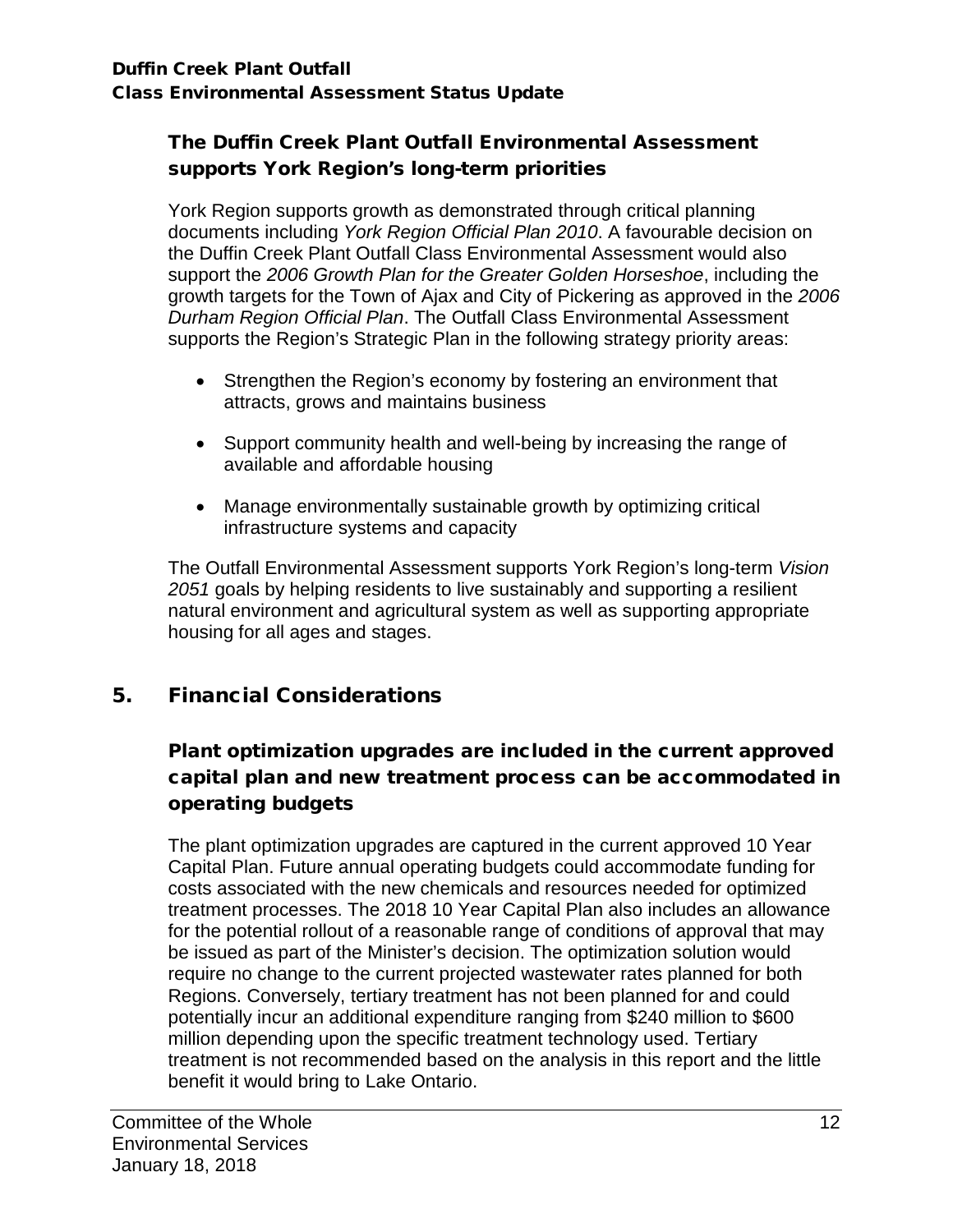### The Duffin Creek Plant Outfall Environmental Assessment supports York Region's long-term priorities

York Region supports growth as demonstrated through critical planning documents including *York Region Official Plan 2010*. A favourable decision on the Duffin Creek Plant Outfall Class Environmental Assessment would also support the *2006 Growth Plan for the Greater Golden Horseshoe*, including the growth targets for the Town of Ajax and City of Pickering as approved in the *2006 Durham Region Official Plan*. The Outfall Class Environmental Assessment supports the Region's Strategic Plan in the following strategy priority areas:

- Strengthen the Region's economy by fostering an environment that attracts, grows and maintains business
- Support community health and well-being by increasing the range of available and affordable housing
- Manage environmentally sustainable growth by optimizing critical infrastructure systems and capacity

The Outfall Environmental Assessment supports York Region's long-term *Vision 2051* goals by helping residents to live sustainably and supporting a resilient natural environment and agricultural system as well as supporting appropriate housing for all ages and stages.

## 5. Financial Considerations

### Plant optimization upgrades are included in the current approved capital plan and new treatment process can be accommodated in operating budgets

The plant optimization upgrades are captured in the current approved 10 Year Capital Plan. Future annual operating budgets could accommodate funding for costs associated with the new chemicals and resources needed for optimized treatment processes. The 2018 10 Year Capital Plan also includes an allowance for the potential rollout of a reasonable range of conditions of approval that may be issued as part of the Minister's decision. The optimization solution would require no change to the current projected wastewater rates planned for both Regions. Conversely, tertiary treatment has not been planned for and could potentially incur an additional expenditure ranging from $240 million to $600 million depending upon the specific treatment technology used. Tertiary treatment is not recommended based on the analysis in this report and the little benefit it would bring to Lake Ontario.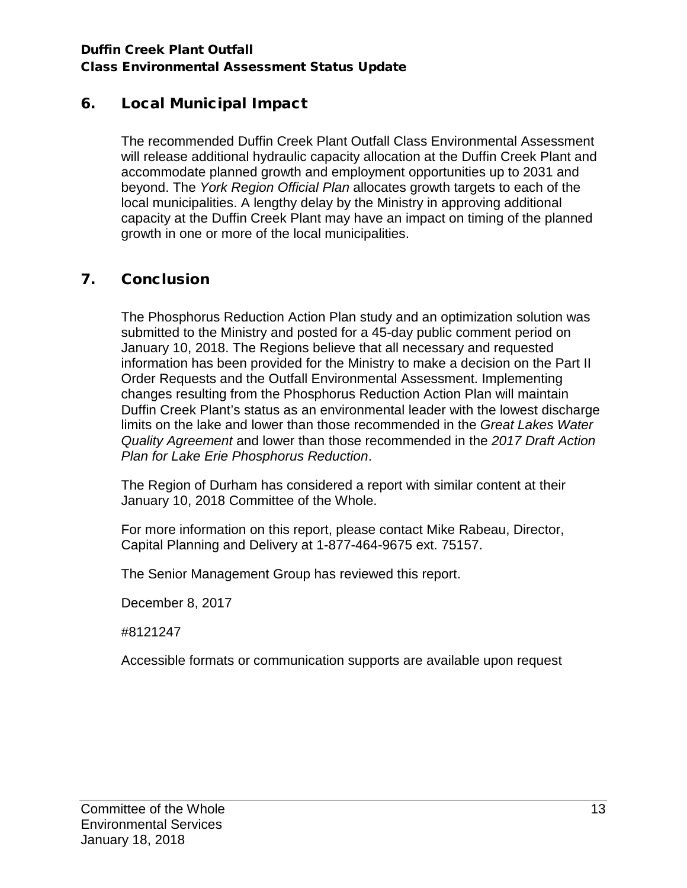## 6. Local Municipal Impact

The recommended Duffin Creek Plant Outfall Class Environmental Assessment will release additional hydraulic capacity allocation at the Duffin Creek Plant and accommodate planned growth and employment opportunities up to 2031 and beyond. The *York Region Official Plan* allocates growth targets to each of the local municipalities. A lengthy delay by the Ministry in approving additional capacity at the Duffin Creek Plant may have an impact on timing of the planned growth in one or more of the local municipalities.

## 7. Conclusion

The Phosphorus Reduction Action Plan study and an optimization solution was submitted to the Ministry and posted for a 45-day public comment period on January 10, 2018. The Regions believe that all necessary and requested information has been provided for the Ministry to make a decision on the Part II Order Requests and the Outfall Environmental Assessment. Implementing changes resulting from the Phosphorus Reduction Action Plan will maintain Duffin Creek Plant's status as an environmental leader with the lowest discharge limits on the lake and lower than those recommended in the *Great Lakes Water Quality Agreement* and lower than those recommended in the *2017 Draft Action Plan for Lake Erie Phosphorus Reduction*.

The Region of Durham has considered a report with similar content at their January 10, 2018 Committee of the Whole.

For more information on this report, please contact Mike Rabeau, Director, Capital Planning and Delivery at 1-877-464-9675 ext. 75157.

The Senior Management Group has reviewed this report.

December 8, 2017

#8121247

Accessible formats or communication supports are available upon request